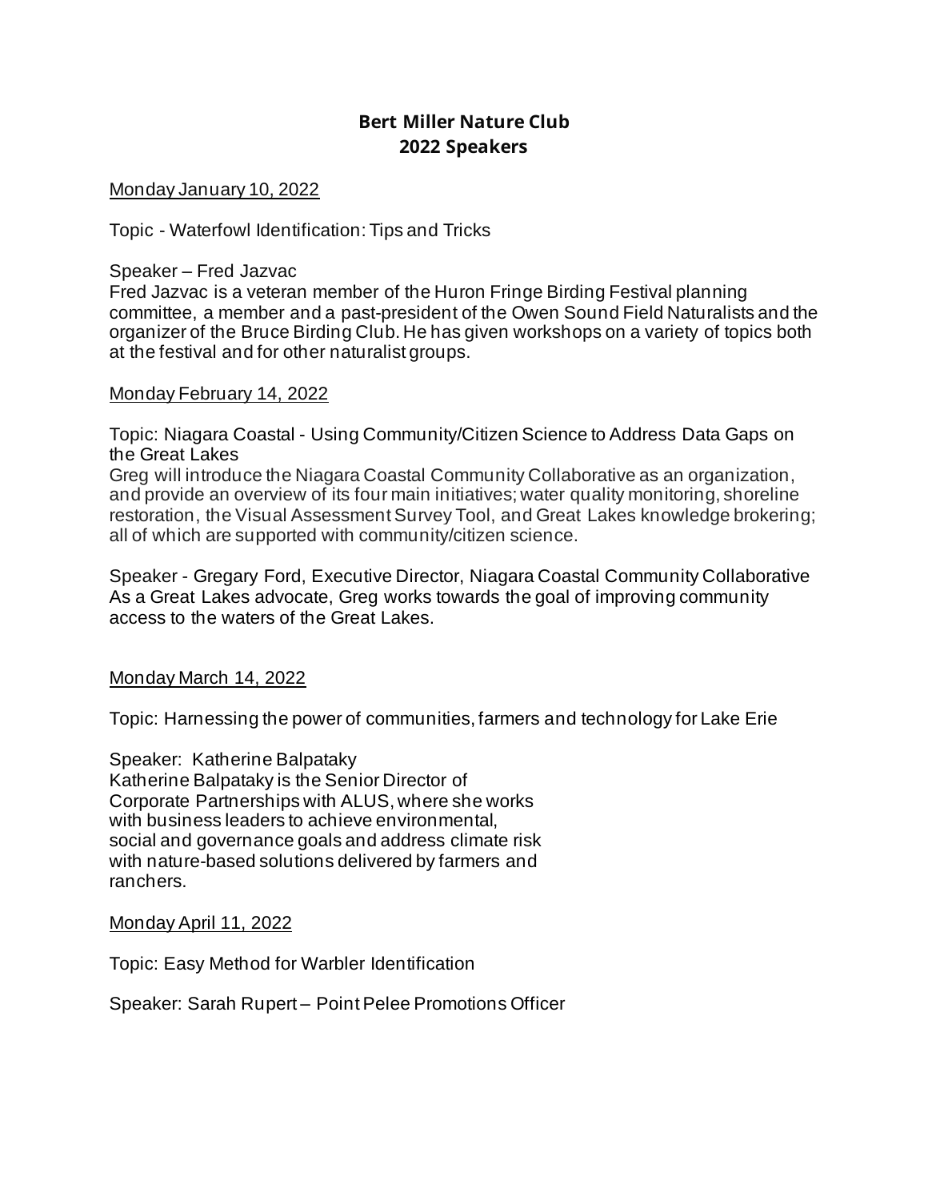# Bert Miller Nature Club
## 2022 Speakers

<u>Monday January 10, 2022</u>

Topic - Waterfowl Identification: Tips and Tricks

Speaker – Fred Jazvac
Fred Jazvac is a veteran member of the Huron Fringe Birding Festival planning committee, a member and a past-president of the Owen Sound Field Naturalists and the organizer of the Bruce Birding Club. He has given workshops on a variety of topics both at the festival and for other naturalist groups.

<u>Monday February 14, 2022</u>

Topic: Niagara Coastal - Using Community/Citizen Science to Address Data Gaps on the Great Lakes
Greg will introduce the Niagara Coastal Community Collaborative as an organization, and provide an overview of its four main initiatives; water quality monitoring, shoreline restoration, the Visual Assessment Survey Tool, and Great Lakes knowledge brokering; all of which are supported with community/citizen science.

Speaker - Gregary Ford, Executive Director, Niagara Coastal Community Collaborative
As a Great Lakes advocate, Greg works towards the goal of improving community access to the waters of the Great Lakes.

<u>Monday March 14, 2022</u>

Topic: Harnessing the power of communities, farmers and technology for Lake Erie

Speaker: Katherine Balpataky
Katherine Balpataky is the Senior Director of Corporate Partnerships with ALUS, where she works with business leaders to achieve environmental, social and governance goals and address climate risk with nature-based solutions delivered by farmers and ranchers.

<u>Monday April 11, 2022</u>

Topic: Easy Method for Warbler Identification

Speaker: Sarah Rupert – Point Pelee Promotions Officer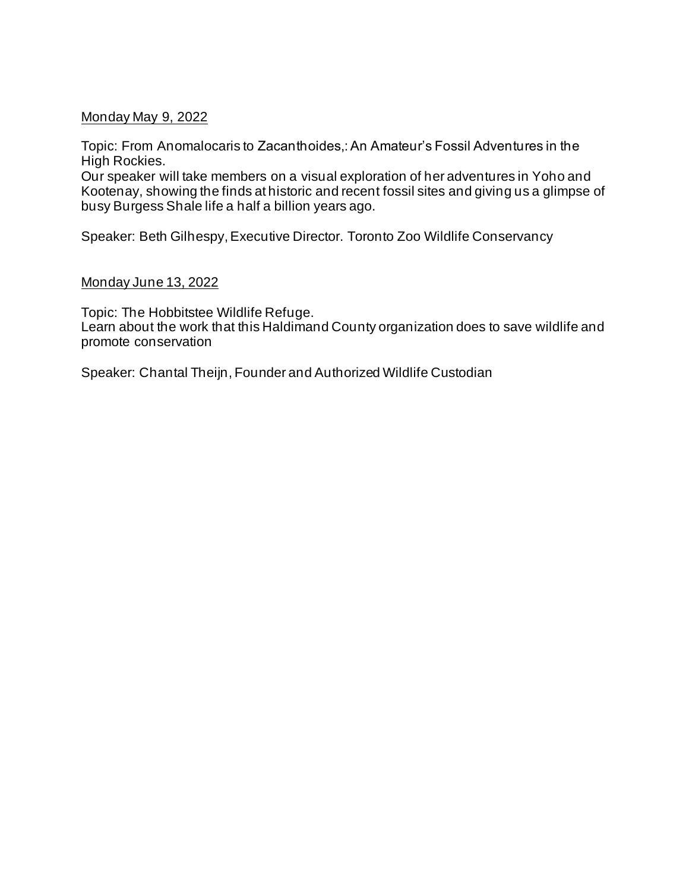<u>Monday May 9, 2022</u>

Topic: From Anomalocaris to Zacanthoides,: An Amateur's Fossil Adventures in the High Rockies.
Our speaker will take members on a visual exploration of her adventures in Yoho and Kootenay, showing the finds at historic and recent fossil sites and giving us a glimpse of busy Burgess Shale life a half a billion years ago.

Speaker: Beth Gilhespy, Executive Director. Toronto Zoo Wildlife Conservancy

<u>Monday June 13, 2022</u>

Topic: The Hobbitstee Wildlife Refuge.
Learn about the work that this Haldimand County organization does to save wildlife and promote conservation

Speaker: Chantal Theijn, Founder and Authorized Wildlife Custodian